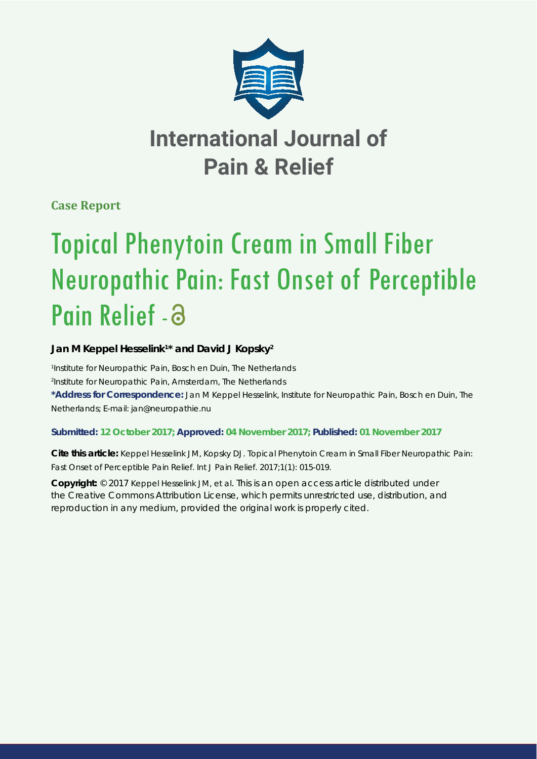# International Journal of Pain & Relief

**Case Report**

# Topical Phenytoin Cream in Small Fiber Neuropathic Pain: Fast Onset of Perceptible Pain Relief

**Jan M Keppel Hesselink[1]* and David J Kopsky[2]**

[1]Institute for Neuropathic Pain, Bosch en Duin, The Netherlands
[2]Institute for Neuropathic Pain, Amsterdam, The Netherlands

**\*Address for Correspondence:** Jan M Keppel Hesselink, Institute for Neuropathic Pain, Bosch en Duin, The Netherlands; E-mail: jan@neuropathie.nu

**Submitted: 12 October 2017; Approved: 04 November 2017; Published: 01 November 2017**

**Cite this article:** Keppel Hesselink JM, Kopsky DJ. Topical Phenytoin Cream in Small Fiber Neuropathic Pain: Fast Onset of Perceptible Pain Relief. Int J Pain Relief. 2017;1(1): 015-019.

**Copyright:** © 2017 Keppel Hesselink JM, et al. This is an open access article distributed under the Creative Commons Attribution License, which permits unrestricted use, distribution, and reproduction in any medium, provided the original work is properly cited.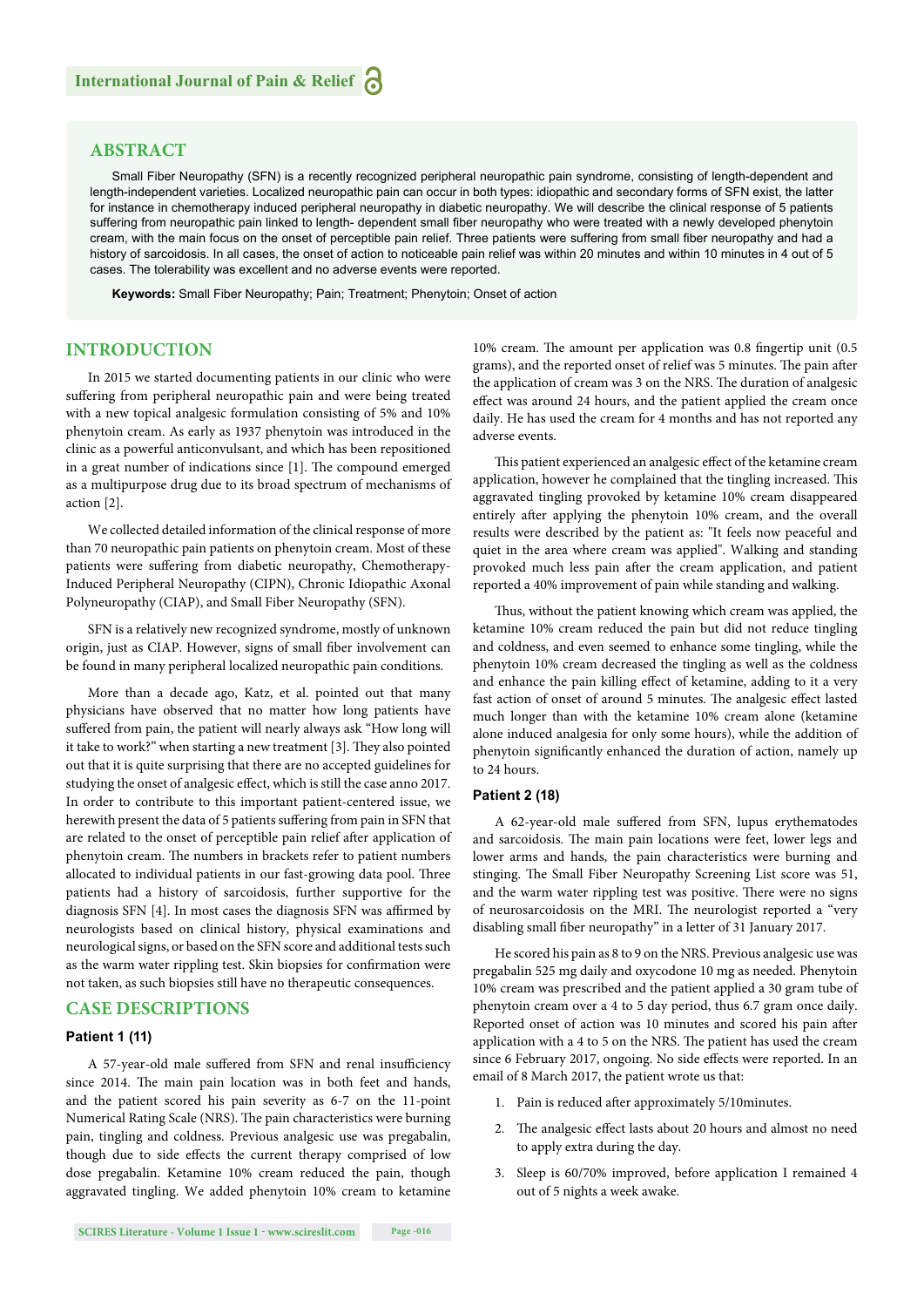## ABSTRACT

Small Fiber Neuropathy (SFN) is a recently recognized peripheral neuropathic pain syndrome, consisting of length-dependent and length-independent varieties. Localized neuropathic pain can occur in both types: idiopathic and secondary forms of SFN exist, the latter for instance in chemotherapy induced peripheral neuropathy in diabetic neuropathy. We will describe the clinical response of 5 patients suffering from neuropathic pain linked to length- dependent small fiber neuropathy who were treated with a newly developed phenytoin cream, with the main focus on the onset of perceptible pain relief. Three patients were suffering from small fiber neuropathy and had a history of sarcoidosis. In all cases, the onset of action to noticeable pain relief was within 20 minutes and within 10 minutes in 4 out of 5 cases. The tolerability was excellent and no adverse events were reported.

**Keywords:** Small Fiber Neuropathy; Pain; Treatment; Phenytoin; Onset of action

## INTRODUCTION

In 2015 we started documenting patients in our clinic who were suffering from peripheral neuropathic pain and were being treated with a new topical analgesic formulation consisting of 5% and 10% phenytoin cream. As early as 1937 phenytoin was introduced in the clinic as a powerful anticonvulsant, and which has been repositioned in a great number of indications since [1]. The compound emerged as a multipurpose drug due to its broad spectrum of mechanisms of action [2].

We collected detailed information of the clinical response of more than 70 neuropathic pain patients on phenytoin cream. Most of these patients were suffering from diabetic neuropathy, Chemotherapy-Induced Peripheral Neuropathy (CIPN), Chronic Idiopathic Axonal Polyneuropathy (CIAP), and Small Fiber Neuropathy (SFN).

SFN is a relatively new recognized syndrome, mostly of unknown origin, just as CIAP. However, signs of small fiber involvement can be found in many peripheral localized neuropathic pain conditions.

More than a decade ago, Katz, et al. pointed out that many physicians have observed that no matter how long patients have suffered from pain, the patient will nearly always ask "How long will it take to work?" when starting a new treatment [3]. They also pointed out that it is quite surprising that there are no accepted guidelines for studying the onset of analgesic effect, which is still the case anno 2017. In order to contribute to this important patient-centered issue, we herewith present the data of 5 patients suffering from pain in SFN that are related to the onset of perceptible pain relief after application of phenytoin cream. The numbers in brackets refer to patient numbers allocated to individual patients in our fast-growing data pool. Three patients had a history of sarcoidosis, further supportive for the diagnosis SFN [4]. In most cases the diagnosis SFN was affirmed by neurologists based on clinical history, physical examinations and neurological signs, or based on the SFN score and additional tests such as the warm water rippling test. Skin biopsies for confirmation were not taken, as such biopsies still have no therapeutic consequences.

## CASE DESCRIPTIONS

### Patient 1 (11)

A 57-year-old male suffered from SFN and renal insufficiency since 2014. The main pain location was in both feet and hands, and the patient scored his pain severity as 6-7 on the 11-point Numerical Rating Scale (NRS). The pain characteristics were burning pain, tingling and coldness. Previous analgesic use was pregabalin, though due to side effects the current therapy comprised of low dose pregabalin. Ketamine 10% cream reduced the pain, though aggravated tingling. We added phenytoin 10% cream to ketamine 10% cream. The amount per application was 0.8 fingertip unit (0.5 grams), and the reported onset of relief was 5 minutes. The pain after the application of cream was 3 on the NRS. The duration of analgesic effect was around 24 hours, and the patient applied the cream once daily. He has used the cream for 4 months and has not reported any adverse events.

This patient experienced an analgesic effect of the ketamine cream application, however he complained that the tingling increased. This aggravated tingling provoked by ketamine 10% cream disappeared entirely after applying the phenytoin 10% cream, and the overall results were described by the patient as: "It feels now peaceful and quiet in the area where cream was applied". Walking and standing provoked much less pain after the cream application, and patient reported a 40% improvement of pain while standing and walking.

Thus, without the patient knowing which cream was applied, the ketamine 10% cream reduced the pain but did not reduce tingling and coldness, and even seemed to enhance some tingling, while the phenytoin 10% cream decreased the tingling as well as the coldness and enhance the pain killing effect of ketamine, adding to it a very fast action of onset of around 5 minutes. The analgesic effect lasted much longer than with the ketamine 10% cream alone (ketamine alone induced analgesia for only some hours), while the addition of phenytoin significantly enhanced the duration of action, namely up to 24 hours.

### Patient 2 (18)

A 62-year-old male suffered from SFN, lupus erythematodes and sarcoidosis. The main pain locations were feet, lower legs and lower arms and hands, the pain characteristics were burning and stinging. The Small Fiber Neuropathy Screening List score was 51, and the warm water rippling test was positive. There were no signs of neurosarcoidosis on the MRI. The neurologist reported a "very disabling small fiber neuropathy" in a letter of 31 January 2017.

He scored his pain as 8 to 9 on the NRS. Previous analgesic use was pregabalin 525 mg daily and oxycodone 10 mg as needed. Phenytoin 10% cream was prescribed and the patient applied a 30 gram tube of phenytoin cream over a 4 to 5 day period, thus 6.7 gram once daily. Reported onset of action was 10 minutes and scored his pain after application with a 4 to 5 on the NRS. The patient has used the cream since 6 February 2017, ongoing. No side effects were reported. In an email of 8 March 2017, the patient wrote us that:

1. Pain is reduced after approximately 5/10minutes.
2. The analgesic effect lasts about 20 hours and almost no need to apply extra during the day.
3. Sleep is 60/70% improved, before application I remained 4 out of 5 nights a week awake.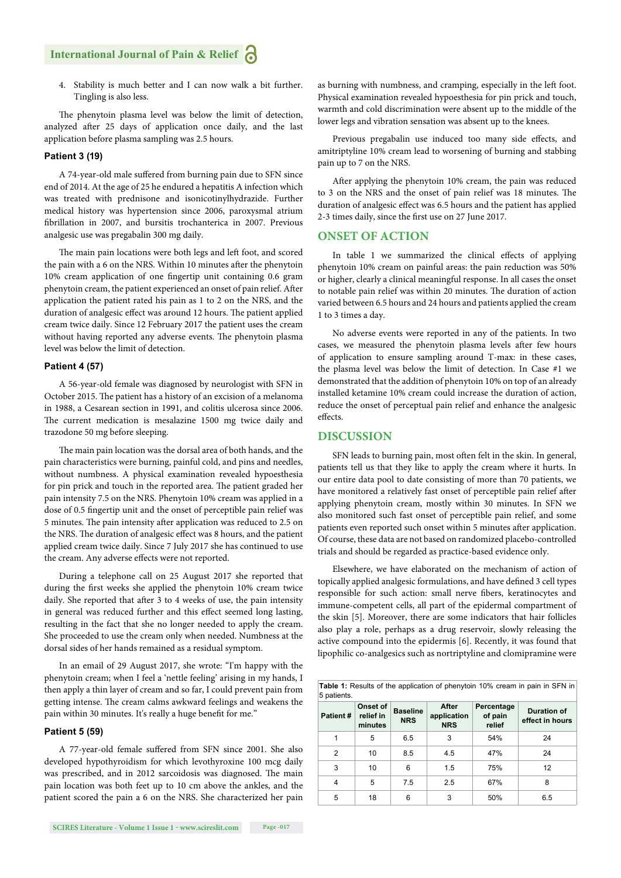4. Stability is much better and I can now walk a bit further. Tingling is also less.

The phenytoin plasma level was below the limit of detection, analyzed after 25 days of application once daily, and the last application before plasma sampling was 2.5 hours.

### Patient 3 (19)

A 74-year-old male suffered from burning pain due to SFN since end of 2014. At the age of 25 he endured a hepatitis A infection which was treated with prednisone and isonicotinylhydrazide. Further medical history was hypertension since 2006, paroxysmal atrium fibrillation in 2007, and bursitis trochanterica in 2007. Previous analgesic use was pregabalin 300 mg daily.

The main pain locations were both legs and left foot, and scored the pain with a 6 on the NRS. Within 10 minutes after the phenytoin 10% cream application of one fingertip unit containing 0.6 gram phenytoin cream, the patient experienced an onset of pain relief. After application the patient rated his pain as 1 to 2 on the NRS, and the duration of analgesic effect was around 12 hours. The patient applied cream twice daily. Since 12 February 2017 the patient uses the cream without having reported any adverse events. The phenytoin plasma level was below the limit of detection.

### Patient 4 (57)

A 56-year-old female was diagnosed by neurologist with SFN in October 2015. The patient has a history of an excision of a melanoma in 1988, a Cesarean section in 1991, and colitis ulcerosa since 2006. The current medication is mesalazine 1500 mg twice daily and trazodone 50 mg before sleeping.

The main pain location was the dorsal area of both hands, and the pain characteristics were burning, painful cold, and pins and needles, without numbness. A physical examination revealed hypoesthesia for pin prick and touch in the reported area. The patient graded her pain intensity 7.5 on the NRS. Phenytoin 10% cream was applied in a dose of 0.5 fingertip unit and the onset of perceptible pain relief was 5 minutes. The pain intensity after application was reduced to 2.5 on the NRS. The duration of analgesic effect was 8 hours, and the patient applied cream twice daily. Since 7 July 2017 she has continued to use the cream. Any adverse effects were not reported.

During a telephone call on 25 August 2017 she reported that during the first weeks she applied the phenytoin 10% cream twice daily. She reported that after 3 to 4 weeks of use, the pain intensity in general was reduced further and this effect seemed long lasting, resulting in the fact that she no longer needed to apply the cream. She proceeded to use the cream only when needed. Numbness at the dorsal sides of her hands remained as a residual symptom.

In an email of 29 August 2017, she wrote: "I'm happy with the phenytoin cream; when I feel a 'nettle feeling' arising in my hands, I then apply a thin layer of cream and so far, I could prevent pain from getting intense. The cream calms awkward feelings and weakens the pain within 30 minutes. It's really a huge benefit for me."

### Patient 5 (59)

A 77-year-old female suffered from SFN since 2001. She also developed hypothyroidism for which levothyroxine 100 mcg daily was prescribed, and in 2012 sarcoidosis was diagnosed. The main pain location was both feet up to 10 cm above the ankles, and the patient scored the pain a 6 on the NRS. She characterized her pain as burning with numbness, and cramping, especially in the left foot. Physical examination revealed hypoesthesia for pin prick and touch, warmth and cold discrimination were absent up to the middle of the lower legs and vibration sensation was absent up to the knees.

Previous pregabalin use induced too many side effects, and amitriptyline 10% cream lead to worsening of burning and stabbing pain up to 7 on the NRS.

After applying the phenytoin 10% cream, the pain was reduced to 3 on the NRS and the onset of pain relief was 18 minutes. The duration of analgesic effect was 6.5 hours and the patient has applied 2-3 times daily, since the first use on 27 June 2017.

## ONSET OF ACTION

In table 1 we summarized the clinical effects of applying phenytoin 10% cream on painful areas: the pain reduction was 50% or higher, clearly a clinical meaningful response. In all cases the onset to notable pain relief was within 20 minutes. The duration of action varied between 6.5 hours and 24 hours and patients applied the cream 1 to 3 times a day.

No adverse events were reported in any of the patients. In two cases, we measured the phenytoin plasma levels after few hours of application to ensure sampling around T-max: in these cases, the plasma level was below the limit of detection. In Case #1 we demonstrated that the addition of phenytoin 10% on top of an already installed ketamine 10% cream could increase the duration of action, reduce the onset of perceptual pain relief and enhance the analgesic effects.

## DISCUSSION

SFN leads to burning pain, most often felt in the skin. In general, patients tell us that they like to apply the cream where it hurts. In our entire data pool to date consisting of more than 70 patients, we have monitored a relatively fast onset of perceptible pain relief after applying phenytoin cream, mostly within 30 minutes. In SFN we also monitored such fast onset of perceptible pain relief, and some patients even reported such onset within 5 minutes after application. Of course, these data are not based on randomized placebo-controlled trials and should be regarded as practice-based evidence only.

Elsewhere, we have elaborated on the mechanism of action of topically applied analgesic formulations, and have defined 3 cell types responsible for such action: small nerve fibers, keratinocytes and immune-competent cells, all part of the epidermal compartment of the skin [5]. Moreover, there are some indicators that hair follicles also play a role, perhaps as a drug reservoir, slowly releasing the active compound into the epidermis [6]. Recently, it was found that lipophilic co-analgesics such as nortriptyline and clomipramine were

**Table 1:** Results of the application of phenytoin 10% cream in pain in SFN in 5 patients.

| Patient # | Onset of relief in minutes | Baseline NRS | After application NRS | Percentage of pain relief | Duration of effect in hours |
|---|---|---|---|---|---|
| 1 | 5 | 6.5 | 3 | 54% | 24 |
| 2 | 10 | 8.5 | 4.5 | 47% | 24 |
| 3 | 10 | 6 | 1.5 | 75% | 12 |
| 4 | 5 | 7.5 | 2.5 | 67% | 8 |
| 5 | 18 | 6 | 3 | 50% | 6.5 |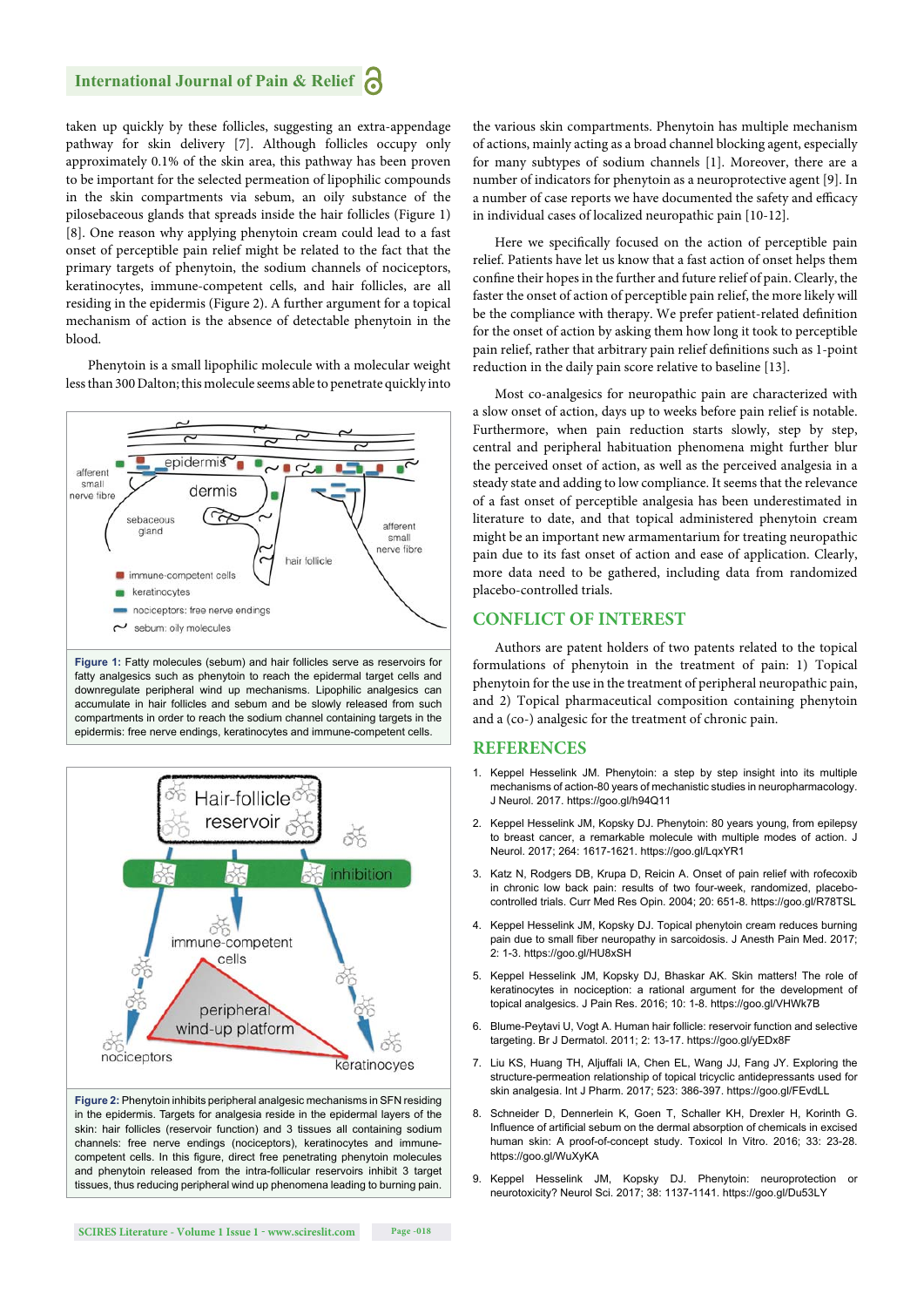taken up quickly by these follicles, suggesting an extra-appendage pathway for skin delivery [7]. Although follicles occupy only approximately 0.1% of the skin area, this pathway has been proven to be important for the selected permeation of lipophilic compounds in the skin compartments via sebum, an oily substance of the pilosebaceous glands that spreads inside the hair follicles (Figure 1) [8]. One reason why applying phenytoin cream could lead to a fast onset of perceptible pain relief might be related to the fact that the primary targets of phenytoin, the sodium channels of nociceptors, keratinocytes, immune-competent cells, and hair follicles, are all residing in the epidermis (Figure 2). A further argument for a topical mechanism of action is the absence of detectable phenytoin in the blood.

Phenytoin is a small lipophilic molecule with a molecular weight less than 300 Dalton; this molecule seems able to penetrate quickly into the various skin compartments. Phenytoin has multiple mechanism of actions, mainly acting as a broad channel blocking agent, especially for many subtypes of sodium channels [1]. Moreover, there are a number of indicators for phenytoin as a neuroprotective agent [9]. In a number of case reports we have documented the safety and efficacy in individual cases of localized neuropathic pain [10-12].

**Figure 1:** Fatty molecules (sebum) and hair follicles serve as reservoirs for fatty analgesics such as phenytoin to reach the epidermal target cells and downregulate peripheral wind up mechanisms. Lipophilic analgesics can accumulate in hair follicles and sebum and be slowly released from such compartments in order to reach the sodium channel containing targets in the epidermis: free nerve endings, keratinocytes and immune-competent cells.

**Figure 2:** Phenytoin inhibits peripheral analgesic mechanisms in SFN residing in the epidermis. Targets for analgesia reside in the epidermal layers of the skin: hair follicles (reservoir function) and 3 tissues all containing sodium channels: free nerve endings (nociceptors), keratinocytes and immune-competent cells. In this figure, direct free penetrating phenytoin molecules and phenytoin released from the intra-follicular reservoirs inhibit 3 target tissues, thus reducing peripheral wind up phenomena leading to burning pain.

Here we specifically focused on the action of perceptible pain relief. Patients have let us know that a fast action of onset helps them confine their hopes in the further and future relief of pain. Clearly, the faster the onset of action of perceptible pain relief, the more likely will be the compliance with therapy. We prefer patient-related definition for the onset of action by asking them how long it took to perceptible pain relief, rather that arbitrary pain relief definitions such as 1-point reduction in the daily pain score relative to baseline [13].

Most co-analgesics for neuropathic pain are characterized with a slow onset of action, days up to weeks before pain relief is notable. Furthermore, when pain reduction starts slowly, step by step, central and peripheral habituation phenomena might further blur the perceived onset of action, as well as the perceived analgesia in a steady state and adding to low compliance. It seems that the relevance of a fast onset of perceptible analgesia has been underestimated in literature to date, and that topical administered phenytoin cream might be an important new armamentarium for treating neuropathic pain due to its fast onset of action and ease of application. Clearly, more data need to be gathered, including data from randomized placebo-controlled trials.

## CONFLICT OF INTEREST

Authors are patent holders of two patents related to the topical formulations of phenytoin in the treatment of pain: 1) Topical phenytoin for the use in the treatment of peripheral neuropathic pain, and 2) Topical pharmaceutical composition containing phenytoin and a (co-) analgesic for the treatment of chronic pain.

## REFERENCES

1. Keppel Hesselink JM. Phenytoin: a step by step insight into its multiple mechanisms of action-80 years of mechanistic studies in neuropharmacology. J Neurol. 2017. https://goo.gl/h94Q11
2. Keppel Hesselink JM, Kopsky DJ. Phenytoin: 80 years young, from epilepsy to breast cancer, a remarkable molecule with multiple modes of action. J Neurol. 2017; 264: 1617-1621. https://goo.gl/LqxYR1
3. Katz N, Rodgers DB, Krupa D, Reicin A. Onset of pain relief with rofecoxib in chronic low back pain: results of two four-week, randomized, placebo-controlled trials. Curr Med Res Opin. 2004; 20: 651-8. https://goo.gl/R78TSL
4. Keppel Hesselink JM, Kopsky DJ. Topical phenytoin cream reduces burning pain due to small fiber neuropathy in sarcoidosis. J Anesth Pain Med. 2017; 2: 1-3. https://goo.gl/HU8xSH
5. Keppel Hesselink JM, Kopsky DJ, Bhaskar AK. Skin matters! The role of keratinocytes in nociception: a rational argument for the development of topical analgesics. J Pain Res. 2016; 10: 1-8. https://goo.gl/VHWk7B
6. Blume-Peytavi U, Vogt A. Human hair follicle: reservoir function and selective targeting. Br J Dermatol. 2011; 2: 13-17. https://goo.gl/yEDx8F
7. Liu KS, Huang TH, Aljuffali IA, Chen EL, Wang JJ, Fang JY. Exploring the structure-permeation relationship of topical tricyclic antidepressants used for skin analgesia. Int J Pharm. 2017; 523: 386-397. https://goo.gl/FEvdLL
8. Schneider D, Dennerlein K, Goen T, Schaller KH, Drexler H, Korinth G. Influence of artificial sebum on the dermal absorption of chemicals in excised human skin: A proof-of-concept study. Toxicol In Vitro. 2016; 33: 23-28. https://goo.gl/WuXyKA
9. Keppel Hesselink JM, Kopsky DJ. Phenytoin: neuroprotection or neurotoxicity? Neurol Sci. 2017; 38: 1137-1141. https://goo.gl/Du53LY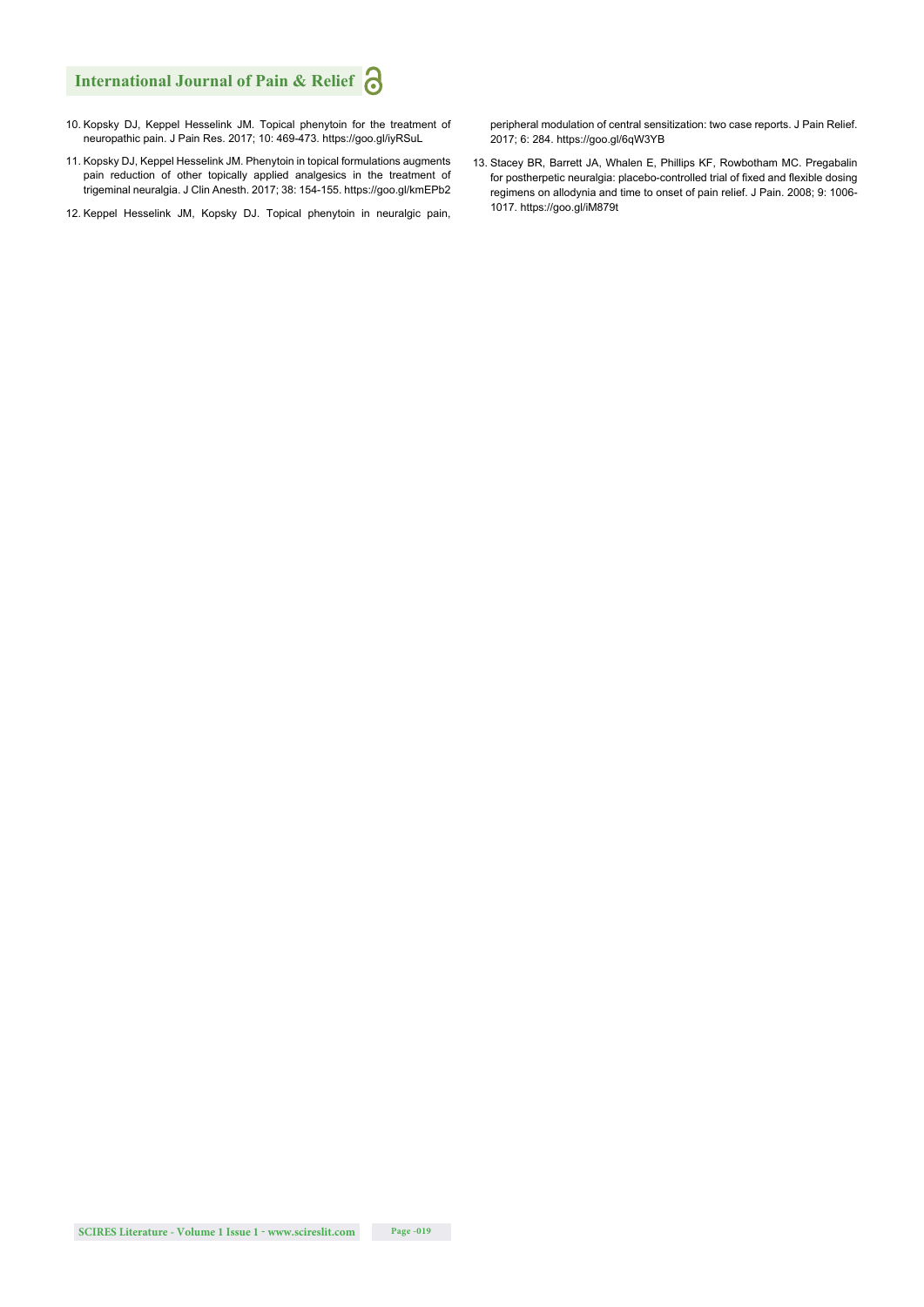10. Kopsky DJ, Keppel Hesselink JM. Topical phenytoin for the treatment of neuropathic pain. J Pain Res. 2017; 10: 469-473. https://goo.gl/iyRSuL

11. Kopsky DJ, Keppel Hesselink JM. Phenytoin in topical formulations augments pain reduction of other topically applied analgesics in the treatment of trigeminal neuralgia. J Clin Anesth. 2017; 38: 154-155. https://goo.gl/kmEPb2

12. Keppel Hesselink JM, Kopsky DJ. Topical phenytoin in neuralgic pain, peripheral modulation of central sensitization: two case reports. J Pain Relief. 2017; 6: 284. https://goo.gl/6qW3YB

13. Stacey BR, Barrett JA, Whalen E, Phillips KF, Rowbotham MC. Pregabalin for postherpetic neuralgia: placebo-controlled trial of fixed and flexible dosing regimens on allodynia and time to onset of pain relief. J Pain. 2008; 9: 1006-1017. https://goo.gl/iM879t